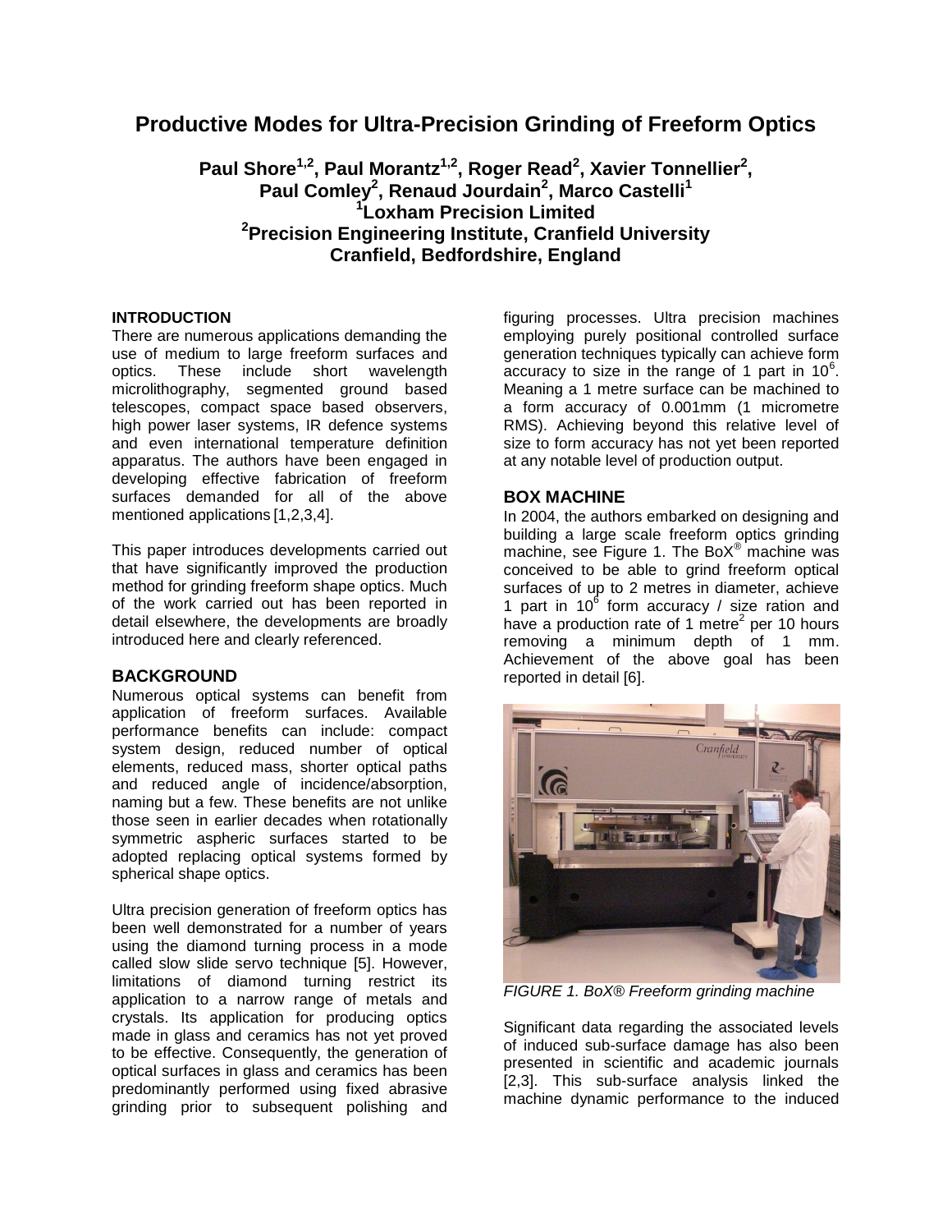# Productive Modes for Ultra-Precision Grinding of Freeform Optics

**Paul Shore[1,2], Paul Morantz[1,2], Roger Read[2], Xavier Tonnellier[2], Paul Comley[2], Renaud Jourdain[2], Marco Castelli[1]**
**[1]Loxham Precision Limited**
**[2]Precision Engineering Institute, Cranfield University**
**Cranfield, Bedfordshire, England**

## INTRODUCTION

There are numerous applications demanding the use of medium to large freeform surfaces and optics. These include short wavelength microlithography, segmented ground based telescopes, compact space based observers, high power laser systems, IR defence systems and even international temperature definition apparatus. The authors have been engaged in developing effective fabrication of freeform surfaces demanded for all of the above mentioned applications [1,2,3,4].

This paper introduces developments carried out that have significantly improved the production method for grinding freeform shape optics. Much of the work carried out has been reported in detail elsewhere, the developments are broadly introduced here and clearly referenced.

## BACKGROUND

Numerous optical systems can benefit from application of freeform surfaces. Available performance benefits can include: compact system design, reduced number of optical elements, reduced mass, shorter optical paths and reduced angle of incidence/absorption, naming but a few. These benefits are not unlike those seen in earlier decades when rotationally symmetric aspheric surfaces started to be adopted replacing optical systems formed by spherical shape optics.

Ultra precision generation of freeform optics has been well demonstrated for a number of years using the diamond turning process in a mode called slow slide servo technique [5]. However, limitations of diamond turning restrict its application to a narrow range of metals and crystals. Its application for producing optics made in glass and ceramics has not yet proved to be effective. Consequently, the generation of optical surfaces in glass and ceramics has been predominantly performed using fixed abrasive grinding prior to subsequent polishing and figuring processes. Ultra precision machines employing purely positional controlled surface generation techniques typically can achieve form accuracy to size in the range of 1 part in $10^6$. Meaning a 1 metre surface can be machined to a form accuracy of 0.001mm (1 micrometre RMS). Achieving beyond this relative level of size to form accuracy has not yet been reported at any notable level of production output.

## BOX MACHINE

In 2004, the authors embarked on designing and building a large scale freeform optics grinding machine, see Figure 1. The BoX® machine was conceived to be able to grind freeform optical surfaces of up to 2 metres in diameter, achieve 1 part in $10^6$ form accuracy / size ration and have a production rate of 1 $\text{metre}^2$ per 10 hours removing a minimum depth of 1 mm. Achievement of the above goal has been reported in detail [6].

*FIGURE 1. BoX® Freeform grinding machine*

Significant data regarding the associated levels of induced sub-surface damage has also been presented in scientific and academic journals [2,3]. This sub-surface analysis linked the machine dynamic performance to the induced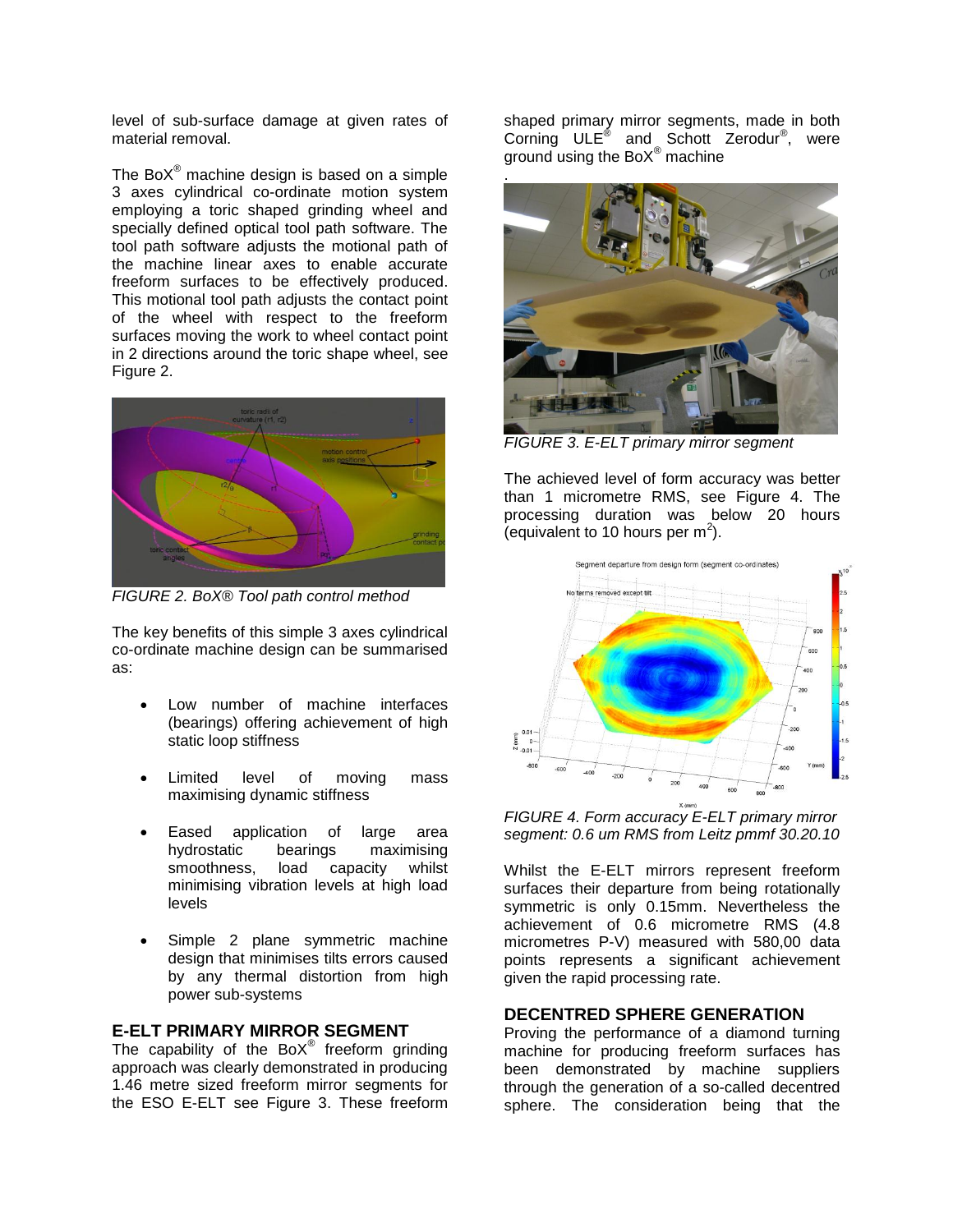level of sub-surface damage at given rates of material removal.

The BoX® machine design is based on a simple 3 axes cylindrical co-ordinate motion system employing a toric shaped grinding wheel and specially defined optical tool path software. The tool path software adjusts the motional path of the machine linear axes to enable accurate freeform surfaces to be effectively produced. This motional tool path adjusts the contact point of the wheel with respect to the freeform surfaces moving the work to wheel contact point in 2 directions around the toric shape wheel, see Figure 2.

*FIGURE 2. BoX® Tool path control method*

The key benefits of this simple 3 axes cylindrical co-ordinate machine design can be summarised as:

- Low number of machine interfaces (bearings) offering achievement of high static loop stiffness
- Limited level of moving mass maximising dynamic stiffness
- Eased application of large area hydrostatic bearings maximising smoothness, load capacity whilst minimising vibration levels at high load levels
- Simple 2 plane symmetric machine design that minimises tilts errors caused by any thermal distortion from high power sub-systems

## E-ELT PRIMARY MIRROR SEGMENT

The capability of the BoX® freeform grinding approach was clearly demonstrated in producing 1.46 metre sized freeform mirror segments for the ESO E-ELT see Figure 3. These freeform shaped primary mirror segments, made in both Corning ULE® and Schott Zerodur®, were ground using the BoX® machine.

*FIGURE 3. E-ELT primary mirror segment*

The achieved level of form accuracy was better than 1 micrometre RMS, see Figure 4. The processing duration was below 20 hours (equivalent to 10 hours per $m^2$).

*FIGURE 4. Form accuracy E-ELT primary mirror segment: 0.6 um RMS from Leitz pmmf 30.20.10*

Whilst the E-ELT mirrors represent freeform surfaces their departure from being rotationally symmetric is only 0.15mm. Nevertheless the achievement of 0.6 micrometre RMS (4.8 micrometres P-V) measured with 580,00 data points represents a significant achievement given the rapid processing rate.

## DECENTRED SPHERE GENERATION

Proving the performance of a diamond turning machine for producing freeform surfaces has been demonstrated by machine suppliers through the generation of a so-called decentred sphere. The consideration being that the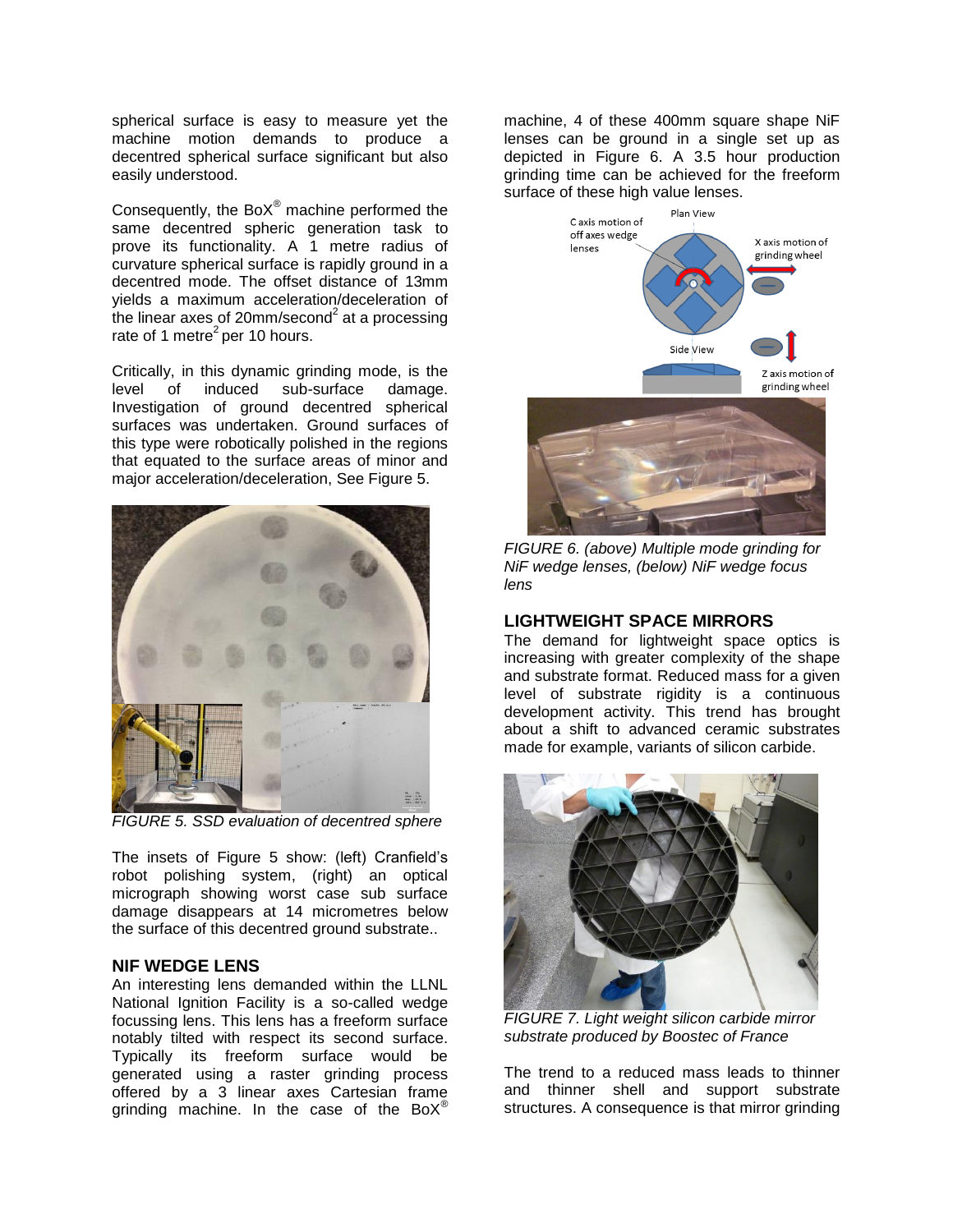spherical surface is easy to measure yet the machine motion demands to produce a decentred spherical surface significant but also easily understood.

Consequently, the BoX® machine performed the same decentred spheric generation task to prove its functionality. A 1 metre radius of curvature spherical surface is rapidly ground in a decentred mode. The offset distance of 13mm yields a maximum acceleration/deceleration of the linear axes of 20mm/second$^2$ at a processing rate of 1 metre$^2$ per 10 hours.

Critically, in this dynamic grinding mode, is the level of induced sub-surface damage. Investigation of ground decentred spherical surfaces was undertaken. Ground surfaces of this type were robotically polished in the regions that equated to the surface areas of minor and major acceleration/deceleration, See Figure 5.

*FIGURE 5. SSD evaluation of decentred sphere*

The insets of Figure 5 show: (left) Cranfield's robot polishing system, (right) an optical micrograph showing worst case sub surface damage disappears at 14 micrometres below the surface of this decentred ground substrate..

## NIF WEDGE LENS

An interesting lens demanded within the LLNL National Ignition Facility is a so-called wedge focussing lens. This lens has a freeform surface notably tilted with respect its second surface. Typically its freeform surface would be generated using a raster grinding process offered by a 3 linear axes Cartesian frame grinding machine. In the case of the BoX® machine, 4 of these 400mm square shape NiF lenses can be ground in a single set up as depicted in Figure 6. A 3.5 hour production grinding time can be achieved for the freeform surface of these high value lenses.

*FIGURE 6. (above) Multiple mode grinding for NiF wedge lenses, (below) NiF wedge focus lens*

## LIGHTWEIGHT SPACE MIRRORS

The demand for lightweight space optics is increasing with greater complexity of the shape and substrate format. Reduced mass for a given level of substrate rigidity is a continuous development activity. This trend has brought about a shift to advanced ceramic substrates made for example, variants of silicon carbide.

*FIGURE 7. Light weight silicon carbide mirror substrate produced by Boostec of France*

The trend to a reduced mass leads to thinner and thinner shell and support substrate structures. A consequence is that mirror grinding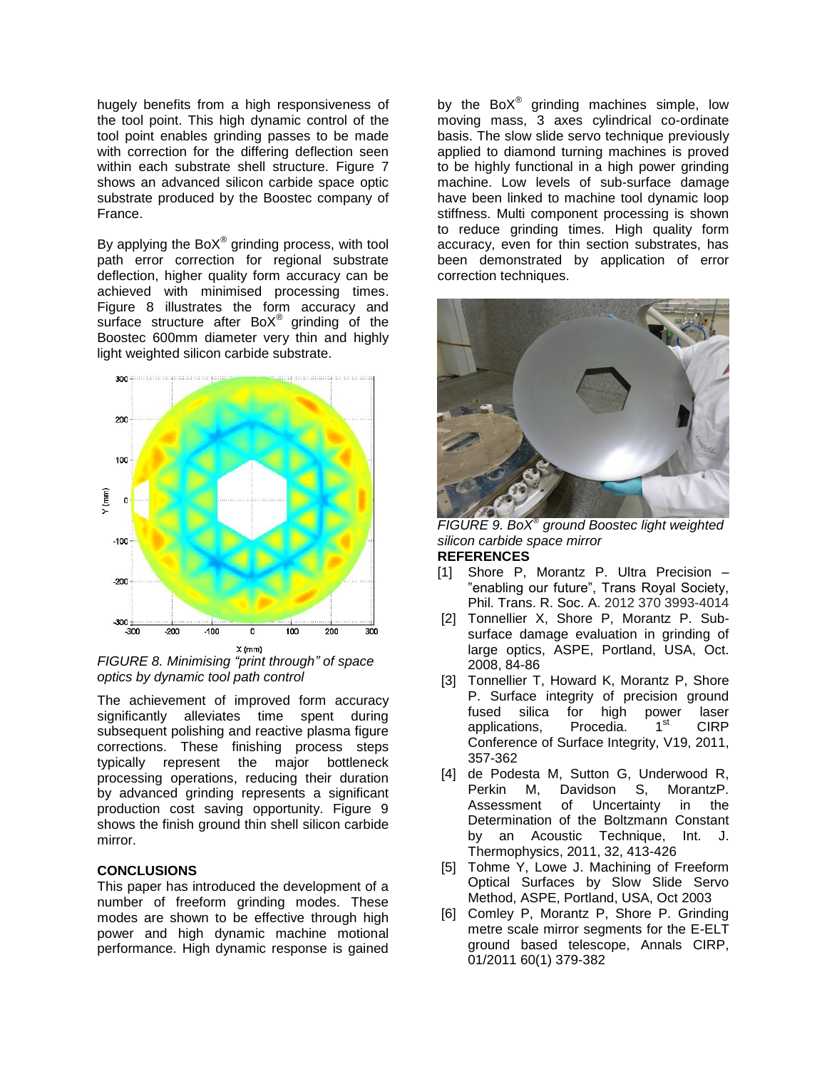hugely benefits from a high responsiveness of the tool point. This high dynamic control of the tool point enables grinding passes to be made with correction for the differing deflection seen within each substrate shell structure. Figure 7 shows an advanced silicon carbide space optic substrate produced by the Boostec company of France.

By applying the BoX® grinding process, with tool path error correction for regional substrate deflection, higher quality form accuracy can be achieved with minimised processing times. Figure 8 illustrates the form accuracy and surface structure after BoX® grinding of the Boostec 600mm diameter very thin and highly light weighted silicon carbide substrate.

300
200
100
0
-100
-200
-300
Y (mm)
-300 -200 -100 0 100 200 300
X (mm)

*FIGURE 8. Minimising "print through" of space optics by dynamic tool path control*

The achievement of improved form accuracy significantly alleviates time spent during subsequent polishing and reactive plasma figure corrections. These finishing process steps typically represent the major bottleneck processing operations, reducing their duration by advanced grinding represents a significant production cost saving opportunity. Figure 9 shows the finish ground thin shell silicon carbide mirror.

## CONCLUSIONS

This paper has introduced the development of a number of freeform grinding modes. These modes are shown to be effective through high power and high dynamic machine motional performance. High dynamic response is gained by the BoX® grinding machines simple, low moving mass, 3 axes cylindrical co-ordinate basis. The slow slide servo technique previously applied to diamond turning machines is proved to be highly functional in a high power grinding machine. Low levels of sub-surface damage have been linked to machine tool dynamic loop stiffness. Multi component processing is shown to reduce grinding times. High quality form accuracy, even for thin section substrates, has been demonstrated by application of error correction techniques.

*FIGURE 9. BoX® ground Boostec light weighted silicon carbide space mirror*

## REFERENCES

[1] Shore P, Morantz P. Ultra Precision – "enabling our future", Trans Royal Society, Phil. Trans. R. Soc. A. 2012 370 3993-4014

[2] Tonnellier X, Shore P, Morantz P. Sub-surface damage evaluation in grinding of large optics, ASPE, Portland, USA, Oct. 2008, 84-86

[3] Tonnellier T, Howard K, Morantz P, Shore P. Surface integrity of precision ground fused silica for high power laser applications, Procedia. 1st CIRP Conference of Surface Integrity, V19, 2011, 357-362

[4] de Podesta M, Sutton G, Underwood R, Perkin M, Davidson S, MorantzP. Assessment of Uncertainty in the Determination of the Boltzmann Constant by an Acoustic Technique, Int. J. Thermophysics, 2011, 32, 413-426

[5] Tohme Y, Lowe J. Machining of Freeform Optical Surfaces by Slow Slide Servo Method, ASPE, Portland, USA, Oct 2003

[6] Comley P, Morantz P, Shore P. Grinding metre scale mirror segments for the E-ELT ground based telescope, Annals CIRP, 01/2011 60(1) 379-382